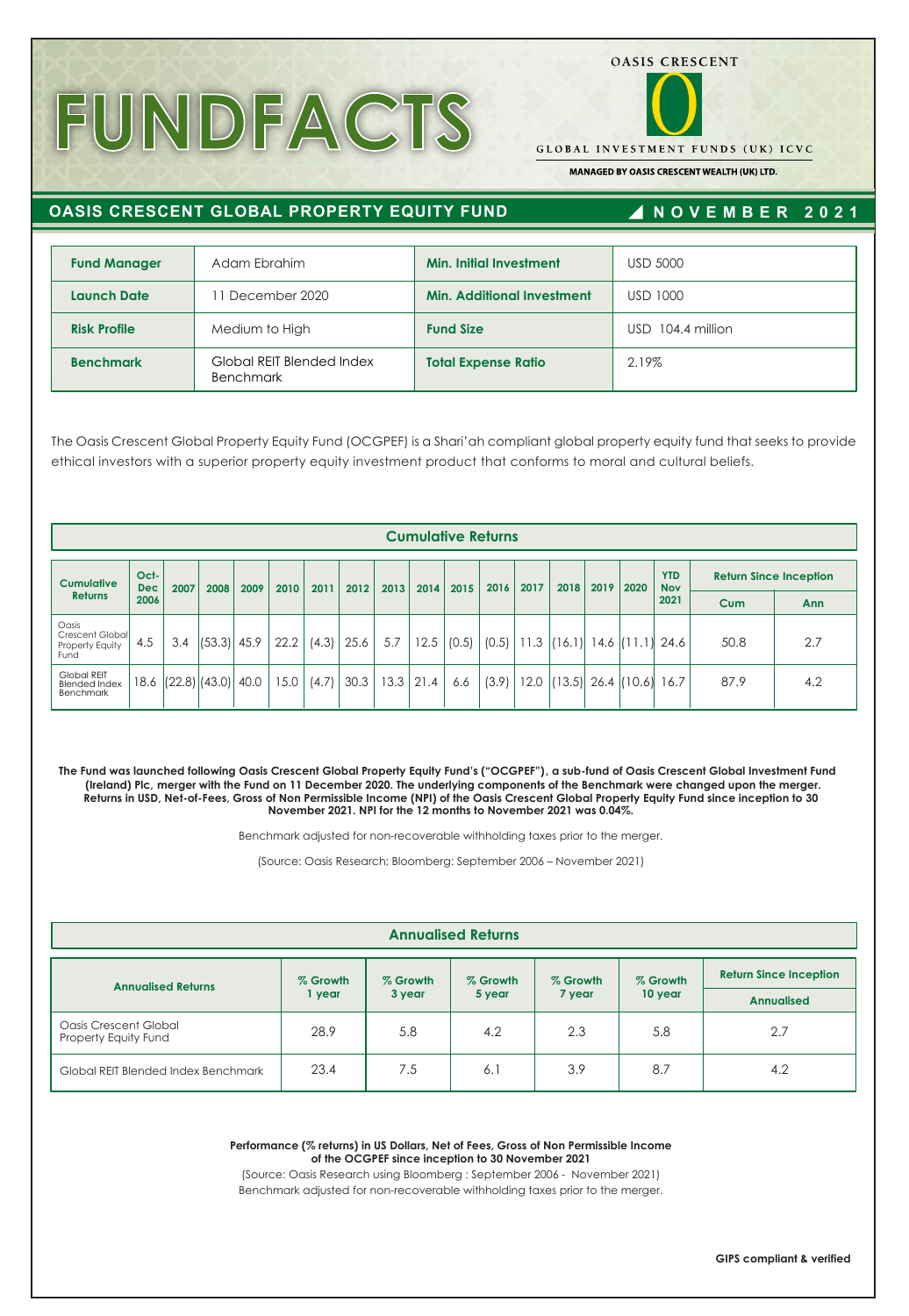# FUNDFACTS

OASIS CRESCENT

GLOBAL INVESTMENT FUNDS (UK) ICVC

MANAGED BY OASIS CRESCENT WEALTH (UK) LTD.

## OASIS CRESCENT GLOBAL PROPERTY EQUITY FUND

NOVEMBER 2021

| | | | |
|---|---|---|---|
| **Fund Manager** | Adam Ebrahim | **Min. Initial Investment** | USD 5000 |
| **Launch Date** | 11 December 2020 | **Min. Additional Investment** | USD 1000 |
| **Risk Profile** | Medium to High | **Fund Size** | USD 104.4 million |
| **Benchmark** | Global REIT Blended Index Benchmark | **Total Expense Ratio** | 2.19% |

The Oasis Crescent Global Property Equity Fund (OCGPEF) is a Shari'ah compliant global property equity fund that seeks to provide ethical investors with a superior property equity investment product that conforms to moral and cultural beliefs.

### Cumulative Returns

| Cumulative Returns | Oct-Dec 2006 | 2007 | 2008 | 2009 | 2010 | 2011 | 2012 | 2013 | 2014 | 2015 | 2016 | 2017 | 2018 | 2019 | 2020 | YTD Nov 2021 | Return Since Inception | |
|---|---|---|---|---|---|---|---|---|---|---|---|---|---|---|---|---|---|---|
| | | | | | | | | | | | | | | | | | Cum | Ann |
| Oasis Crescent Global Property Equity Fund | 4.5 | 3.4 | (53.3) | 45.9 | 22.2 | (4.3) | 25.6 | 5.7 | 12.5 | (0.5) | (0.5) | 11.3 | (16.1) | 14.6 | (11.1) | 24.6 | 50.8 | 2.7 |
| Global REIT Blended Index Benchmark | 18.6 | (22.8) | (43.0) | 40.0 | 15.0 | (4.7) | 30.3 | 13.3 | 21.4 | 6.6 | (3.9) | 12.0 | (13.5) | 26.4 | (10.6) | 16.7 | 87.9 | 4.2 |

**The Fund was launched following Oasis Crescent Global Property Equity Fund's ("OCGPEF"), a sub-fund of Oasis Crescent Global Investment Fund (Ireland) Plc, merger with the Fund on 11 December 2020. The underlying components of the Benchmark were changed upon the merger. Returns in USD, Net-of-Fees, Gross of Non Permissible Income (NPI) of the Oasis Crescent Global Property Equity Fund since inception to 30 November 2021. NPI for the 12 months to November 2021 was 0.04%.**

Benchmark adjusted for non-recoverable withholding taxes prior to the merger.

(Source: Oasis Research; Bloomberg: September 2006 – November 2021)

### Annualised Returns

| Annualised Returns | % Growth 1 year | % Growth 3 year | % Growth 5 year | % Growth 7 year | % Growth 10 year | Return Since Inception |
|---|---|---|---|---|---|---|
| | | | | | | Annualised |
| Oasis Crescent Global Property Equity Fund | 28.9 | 5.8 | 4.2 | 2.3 | 5.8 | 2.7 |
| Global REIT Blended Index Benchmark | 23.4 | 7.5 | 6.1 | 3.9 | 8.7 | 4.2 |

**Performance (% returns) in US Dollars, Net of Fees, Gross of Non Permissible Income of the OCGPEF since inception to 30 November 2021**

(Source: Oasis Research using Bloomberg : September 2006 - November 2021)

Benchmark adjusted for non-recoverable withholding taxes prior to the merger.

**GIPS compliant & verified**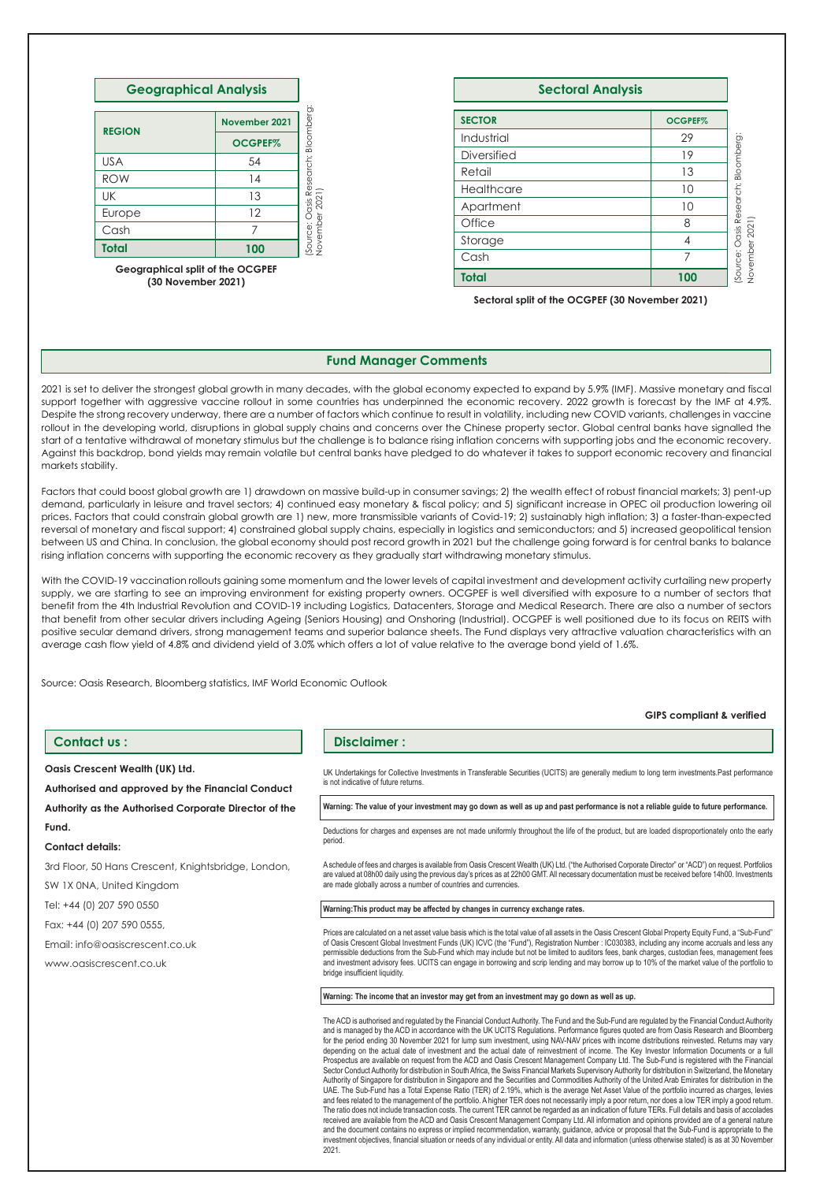## Geographical Analysis

| REGION | November 2021 |
|---|---|
| | OCGPEF% |
| USA | 54 |
| ROW | 14 |
| UK | 13 |
| Europe | 12 |
| Cash | 7 |
| **Total** | **100** |

(Source: Oasis Research; Bloomberg: November 2021)

**Geographical split of the OCGPEF (30 November 2021)**

## Sectoral Analysis

| SECTOR | OCGPEF% |
|---|---|
| Industrial | 29 |
| Diversified | 19 |
| Retail | 13 |
| Healthcare | 10 |
| Apartment | 10 |
| Office | 8 |
| Storage | 4 |
| Cash | 7 |
| **Total** | **100** |

(Source: Oasis Research; Bloomberg: November 2021)

**Sectoral split of the OCGPEF (30 November 2021)**

## Fund Manager Comments

2021 is set to deliver the strongest global growth in many decades, with the global economy expected to expand by 5.9% (IMF). Massive monetary and fiscal support together with aggressive vaccine rollout in some countries has underpinned the economic recovery. 2022 growth is forecast by the IMF at 4.9%. Despite the strong recovery underway, there are a number of factors which continue to result in volatility, including new COVID variants, challenges in vaccine rollout in the developing world, disruptions in global supply chains and concerns over the Chinese property sector. Global central banks have signalled the start of a tentative withdrawal of monetary stimulus but the challenge is to balance rising inflation concerns with supporting jobs and the economic recovery. Against this backdrop, bond yields may remain volatile but central banks have pledged to do whatever it takes to support economic recovery and financial markets stability.

Factors that could boost global growth are 1) drawdown on massive build-up in consumer savings; 2) the wealth effect of robust financial markets; 3) pent-up demand, particularly in leisure and travel sectors; 4) continued easy monetary & fiscal policy; and 5) significant increase in OPEC oil production lowering oil prices. Factors that could constrain global growth are 1) new, more transmissible variants of Covid-19; 2) sustainably high inflation; 3) a faster-than-expected reversal of monetary and fiscal support; 4) constrained global supply chains, especially in logistics and semiconductors; and 5) increased geopolitical tension between US and China. In conclusion, the global economy should post record growth in 2021 but the challenge going forward is for central banks to balance rising inflation concerns with supporting the economic recovery as they gradually start withdrawing monetary stimulus.

With the COVID-19 vaccination rollouts gaining some momentum and the lower levels of capital investment and development activity curtailing new property supply, we are starting to see an improving environment for existing property owners. OCGPEF is well diversified with exposure to a number of sectors that benefit from the 4th Industrial Revolution and COVID-19 including Logistics, Datacenters, Storage and Medical Research. There are also a number of sectors that benefit from other secular drivers including Ageing (Seniors Housing) and Onshoring (Industrial). OCGPEF is well positioned due to its focus on REITS with positive secular demand drivers, strong management teams and superior balance sheets. The Fund displays very attractive valuation characteristics with an average cash flow yield of 4.8% and dividend yield of 3.0% which offers a lot of value relative to the average bond yield of 1.6%.

Source: Oasis Research, Bloomberg statistics, IMF World Economic Outlook

**GIPS compliant & verified**

## Contact us :

**Oasis Crescent Wealth (UK) Ltd.**

**Authorised and approved by the Financial Conduct Authority as the Authorised Corporate Director of the Fund.**

**Contact details:**

3rd Floor, 50 Hans Crescent, Knightsbridge, London, SW 1X 0NA, United Kingdom

Tel: +44 (0) 207 590 0550

Fax: +44 (0) 207 590 0555,

Email: info@oasiscrescent.co.uk

www.oasiscrescent.co.uk

## Disclaimer :

UK Undertakings for Collective Investments in Transferable Securities (UCITS) are generally medium to long term investments.Past performance is not indicative of future returns.

**Warning: The value of your investment may go down as well as up and past performance is not a reliable guide to future performance.**

Deductions for charges and expenses are not made uniformly throughout the life of the product, but are loaded disproportionately onto the early period.

A schedule of fees and charges is available from Oasis Crescent Wealth (UK) Ltd. ("the Authorised Corporate Director" or "ACD") on request. Portfolios are valued at 08h00 daily using the previous day's prices as at 22h00 GMT. All necessary documentation must be received before 14h00. Investments are made globally across a number of countries and currencies.

**Warning:This product may be affected by changes in currency exchange rates.**

Prices are calculated on a net asset value basis which is the total value of all assets in the Oasis Crescent Global Property Equity Fund, a "Sub-Fund" of Oasis Crescent Global Investment Funds (UK) ICVC (the "Fund"), Registration Number : IC030383, including any income accruals and less any permissible deductions from the Sub-Fund which may include but not be limited to auditors fees, bank charges, custodian fees, management fees and investment advisory fees. UCITS can engage in borrowing and scrip lending and may borrow up to 10% of the market value of the portfolio to bridge insufficient liquidity.

**Warning: The income that an investor may get from an investment may go down as well as up.**

The ACD is authorised and regulated by the Financial Conduct Authority. The Fund and the Sub-Fund are regulated by the Financial Conduct Authority and is managed by the ACD in accordance with the UK UCITS Regulations. Performance figures quoted are from Oasis Research and Bloomberg for the period ending 30 November 2021 for lump sum investment, using NAV-NAV prices with income distributions reinvested. Returns may vary depending on the actual date of investment and the actual date of reinvestment of income. The Key Investor Information Documents or a full Prospectus are available on request from the ACD and Oasis Crescent Management Company Ltd. The Sub-Fund is registered with the Financial Sector Conduct Authority for distribution in South Africa, the Swiss Financial Markets Supervisory Authority for distribution in Switzerland, the Monetary Authority of Singapore for distribution in Singapore and the Securities and Commodities Authority of the United Arab Emirates for distribution in the UAE. The Sub-Fund has a Total Expense Ratio (TER) of 2.19%, which is the average Net Asset Value of the portfolio incurred as charges, levies and fees related to the management of the portfolio. A higher TER does not necessarily imply a poor return, nor does a low TER imply a good return. The ratio does not include transaction costs. The current TER cannot be regarded as an indication of future TERs. Full details and basis of accolades received are available from the ACD and Oasis Crescent Management Company Ltd. All information and opinions provided are of a general nature and the document contains no express or implied recommendation, warranty, guidance, advice or proposal that the Sub-Fund is appropriate to the investment objectives, financial situation or needs of any individual or entity. All data and information (unless otherwise stated) is as at 30 November 2021.